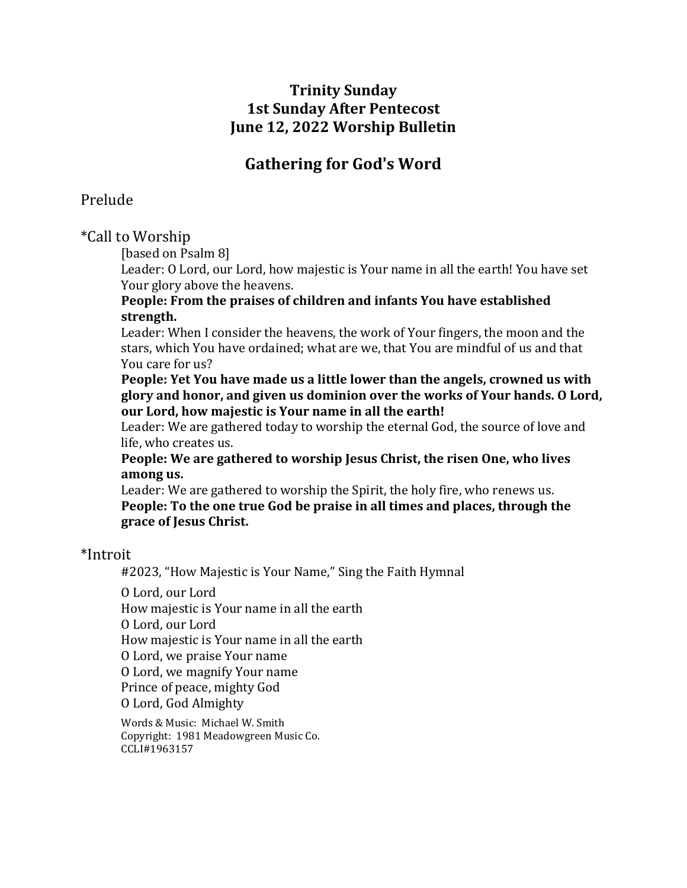# Trinity Sunday
# 1st Sunday After Pentecost
# June 12, 2022 Worship Bulletin

## Gathering for God's Word

### Prelude

### *Call to Worship

[based on Psalm 8]

Leader: O Lord, our Lord, how majestic is Your name in all the earth! You have set Your glory above the heavens.

**People: From the praises of children and infants You have established strength.**

Leader: When I consider the heavens, the work of Your fingers, the moon and the stars, which You have ordained; what are we, that You are mindful of us and that You care for us?

**People: Yet You have made us a little lower than the angels, crowned us with glory and honor, and given us dominion over the works of Your hands. O Lord, our Lord, how majestic is Your name in all the earth!**

Leader: We are gathered today to worship the eternal God, the source of love and life, who creates us.

**People: We are gathered to worship Jesus Christ, the risen One, who lives among us.**

Leader: We are gathered to worship the Spirit, the holy fire, who renews us.

**People: To the one true God be praise in all times and places, through the grace of Jesus Christ.**

### *Introit

#2023, "How Majestic is Your Name," Sing the Faith Hymnal

O Lord, our Lord
How majestic is Your name in all the earth
O Lord, our Lord
How majestic is Your name in all the earth
O Lord, we praise Your name
O Lord, we magnify Your name
Prince of peace, mighty God
O Lord, God Almighty

Words & Music: Michael W. Smith
Copyright: 1981 Meadowgreen Music Co.
CCLI#1963157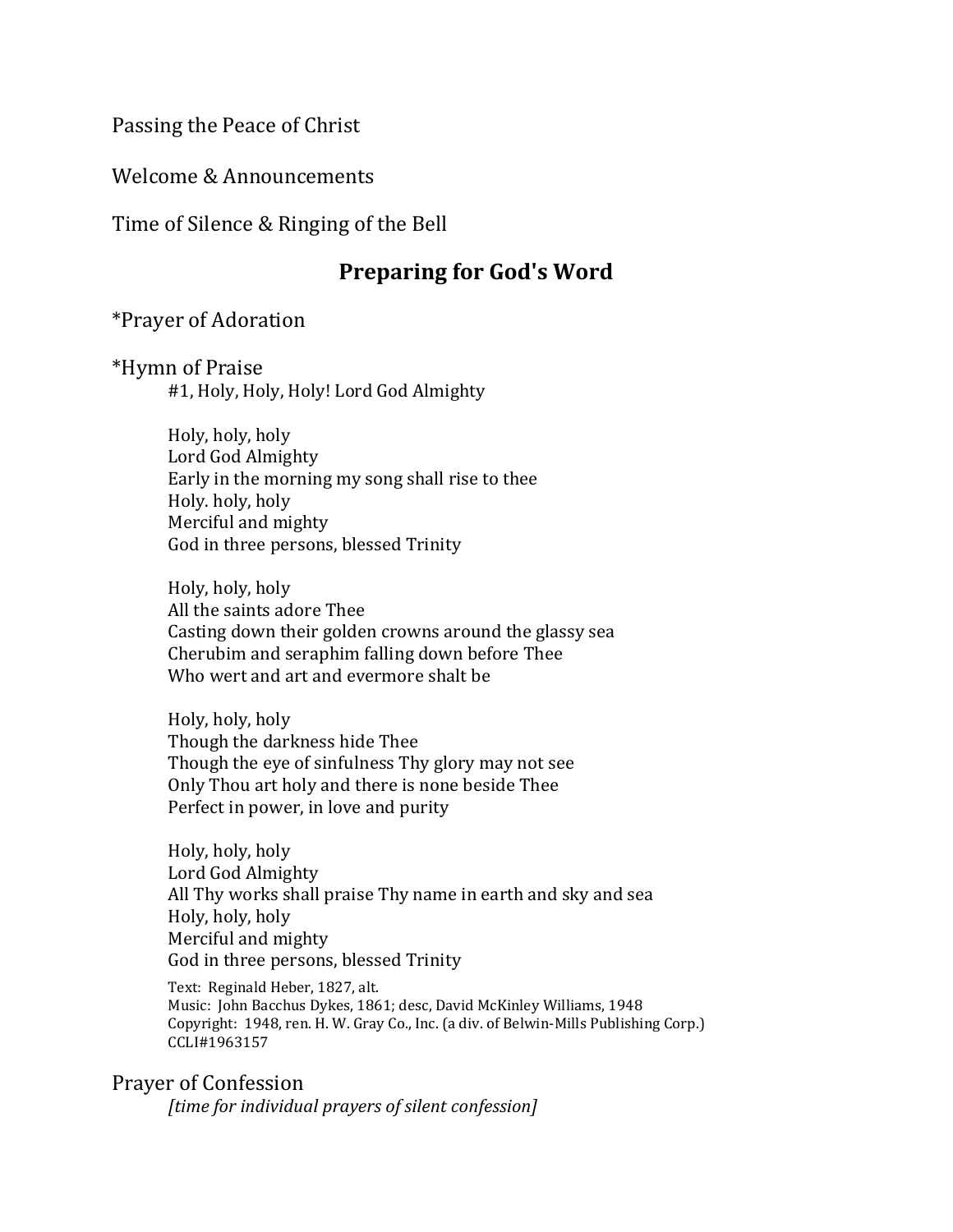Passing the Peace of Christ

Welcome & Announcements

Time of Silence & Ringing of the Bell

## Preparing for God's Word

*Prayer of Adoration

*Hymn of Praise

#1, Holy, Holy, Holy! Lord God Almighty

Holy, holy, holy  
Lord God Almighty  
Early in the morning my song shall rise to thee  
Holy. holy, holy  
Merciful and mighty  
God in three persons, blessed Trinity

Holy, holy, holy  
All the saints adore Thee  
Casting down their golden crowns around the glassy sea  
Cherubim and seraphim falling down before Thee  
Who wert and art and evermore shalt be

Holy, holy, holy  
Though the darkness hide Thee  
Though the eye of sinfulness Thy glory may not see  
Only Thou art holy and there is none beside Thee  
Perfect in power, in love and purity

Holy, holy, holy  
Lord God Almighty  
All Thy works shall praise Thy name in earth and sky and sea  
Holy, holy, holy  
Merciful and mighty  
God in three persons, blessed Trinity

Text: Reginald Heber, 1827, alt.  
Music: John Bacchus Dykes, 1861; desc, David McKinley Williams, 1948  
Copyright: 1948, ren. H. W. Gray Co., Inc. (a div. of Belwin-Mills Publishing Corp.)  
CCLI#1963157

Prayer of Confession

*[time for individual prayers of silent confession]*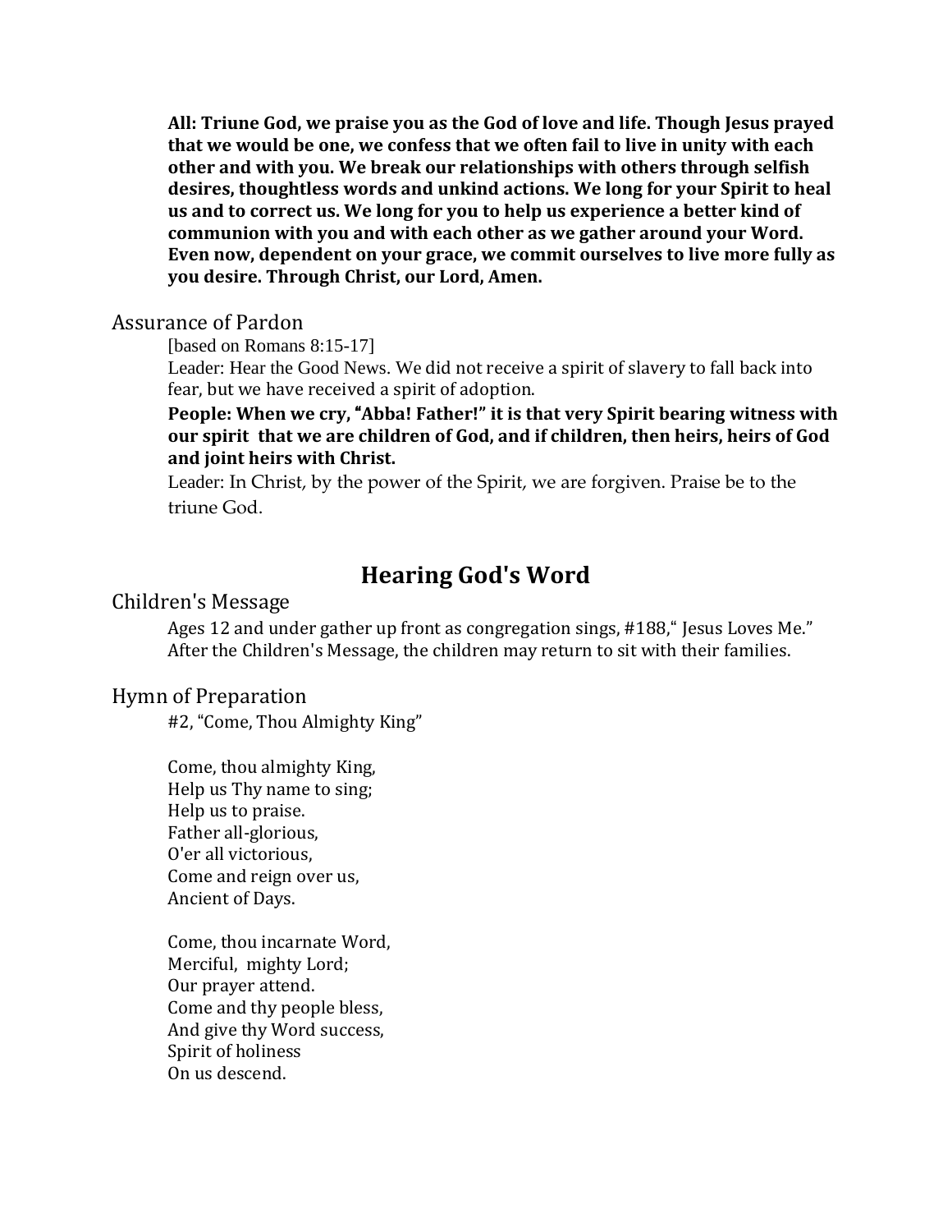**All: Triune God, we praise you as the God of love and life. Though Jesus prayed that we would be one, we confess that we often fail to live in unity with each other and with you. We break our relationships with others through selfish desires, thoughtless words and unkind actions. We long for your Spirit to heal us and to correct us. We long for you to help us experience a better kind of communion with you and with each other as we gather around your Word. Even now, dependent on your grace, we commit ourselves to live more fully as you desire. Through Christ, our Lord, Amen.**

Assurance of Pardon

[based on Romans 8:15-17]

Leader: Hear the Good News. We did not receive a spirit of slavery to fall back into fear, but we have received a spirit of adoption.

**People: When we cry, "Abba! Father!" it is that very Spirit bearing witness with our spirit that we are children of God, and if children, then heirs, heirs of God and joint heirs with Christ.**

Leader: In Christ, by the power of the Spirit, we are forgiven. Praise be to the triune God.

## Hearing God's Word

Children's Message

Ages 12 and under gather up front as congregation sings, #188," Jesus Loves Me." After the Children's Message, the children may return to sit with their families.

Hymn of Preparation

#2, "Come, Thou Almighty King"

Come, thou almighty King,
Help us Thy name to sing;
Help us to praise.
Father all-glorious,
O'er all victorious,
Come and reign over us,
Ancient of Days.

Come, thou incarnate Word,
Merciful, mighty Lord;
Our prayer attend.
Come and thy people bless,
And give thy Word success,
Spirit of holiness
On us descend.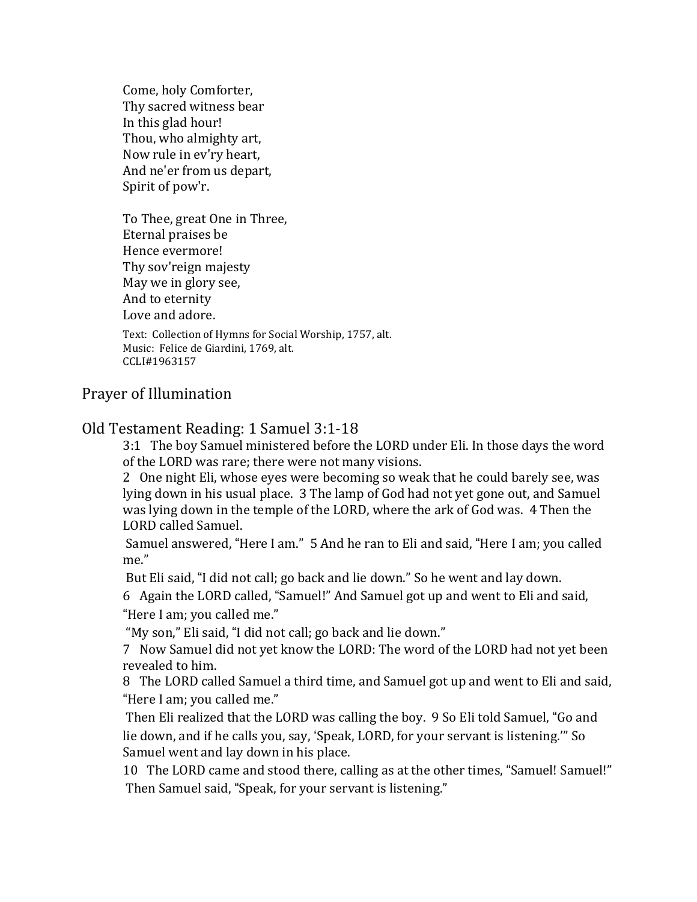Come, holy Comforter,  
Thy sacred witness bear  
In this glad hour!  
Thou, who almighty art,  
Now rule in ev'ry heart,  
And ne'er from us depart,  
Spirit of pow'r.

To Thee, great One in Three,  
Eternal praises be  
Hence evermore!  
Thy sov'reign majesty  
May we in glory see,  
And to eternity  
Love and adore.

Text: Collection of Hymns for Social Worship, 1757, alt.  
Music: Felice de Giardini, 1769, alt.  
CCLI#1963157

## Prayer of Illumination

## Old Testament Reading: 1 Samuel 3:1-18

3:1 The boy Samuel ministered before the LORD under Eli. In those days the word of the LORD was rare; there were not many visions.

2 One night Eli, whose eyes were becoming so weak that he could barely see, was lying down in his usual place. 3 The lamp of God had not yet gone out, and Samuel was lying down in the temple of the LORD, where the ark of God was. 4 Then the LORD called Samuel.

Samuel answered, "Here I am." 5 And he ran to Eli and said, "Here I am; you called me."

But Eli said, "I did not call; go back and lie down." So he went and lay down.

6 Again the LORD called, "Samuel!" And Samuel got up and went to Eli and said, "Here I am; you called me."

"My son," Eli said, "I did not call; go back and lie down."

7 Now Samuel did not yet know the LORD: The word of the LORD had not yet been revealed to him.

8 The LORD called Samuel a third time, and Samuel got up and went to Eli and said, "Here I am; you called me."

Then Eli realized that the LORD was calling the boy. 9 So Eli told Samuel, "Go and lie down, and if he calls you, say, 'Speak, LORD, for your servant is listening.'" So Samuel went and lay down in his place.

10 The LORD came and stood there, calling as at the other times, "Samuel! Samuel!"

Then Samuel said, "Speak, for your servant is listening."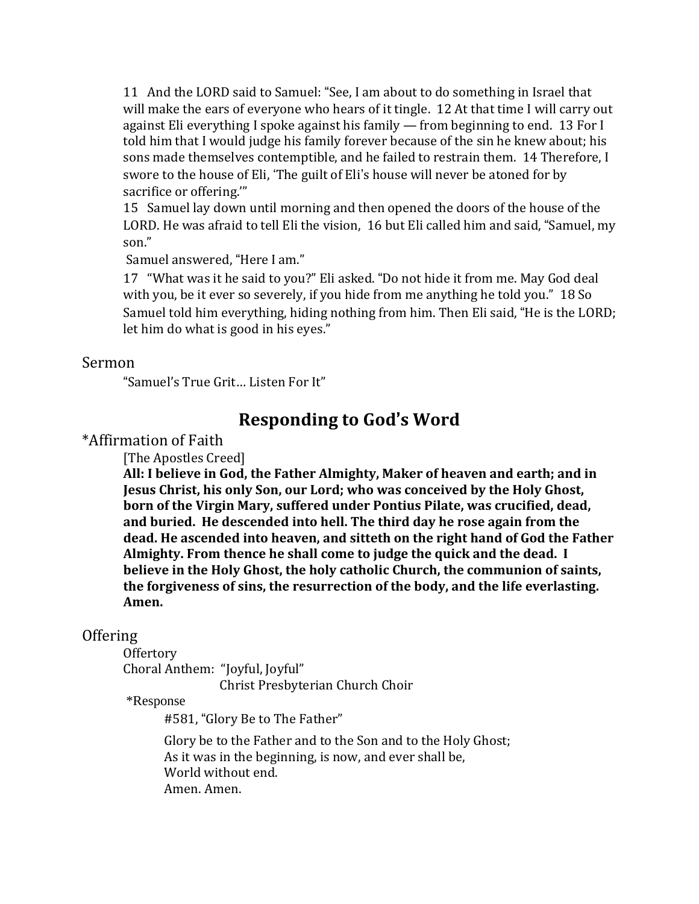11 And the LORD said to Samuel: "See, I am about to do something in Israel that will make the ears of everyone who hears of it tingle. 12 At that time I will carry out against Eli everything I spoke against his family — from beginning to end. 13 For I told him that I would judge his family forever because of the sin he knew about; his sons made themselves contemptible, and he failed to restrain them. 14 Therefore, I swore to the house of Eli, 'The guilt of Eli's house will never be atoned for by sacrifice or offering.'"

15 Samuel lay down until morning and then opened the doors of the house of the LORD. He was afraid to tell Eli the vision, 16 but Eli called him and said, "Samuel, my son."

Samuel answered, "Here I am."

17 "What was it he said to you?" Eli asked. "Do not hide it from me. May God deal with you, be it ever so severely, if you hide from me anything he told you." 18 So Samuel told him everything, hiding nothing from him. Then Eli said, "He is the LORD; let him do what is good in his eyes."

### Sermon

"Samuel's True Grit… Listen For It"

## Responding to God's Word

### *Affirmation of Faith

[The Apostles Creed]

**All: I believe in God, the Father Almighty, Maker of heaven and earth; and in Jesus Christ, his only Son, our Lord; who was conceived by the Holy Ghost, born of the Virgin Mary, suffered under Pontius Pilate, was crucified, dead, and buried. He descended into hell. The third day he rose again from the dead. He ascended into heaven, and sitteth on the right hand of God the Father Almighty. From thence he shall come to judge the quick and the dead. I believe in the Holy Ghost, the holy catholic Church, the communion of saints, the forgiveness of sins, the resurrection of the body, and the life everlasting. Amen.**

### Offering

Offertory

Choral Anthem: "Joyful, Joyful"
Christ Presbyterian Church Choir

*Response

#581, "Glory Be to The Father"

Glory be to the Father and to the Son and to the Holy Ghost;
As it was in the beginning, is now, and ever shall be,
World without end.
Amen. Amen.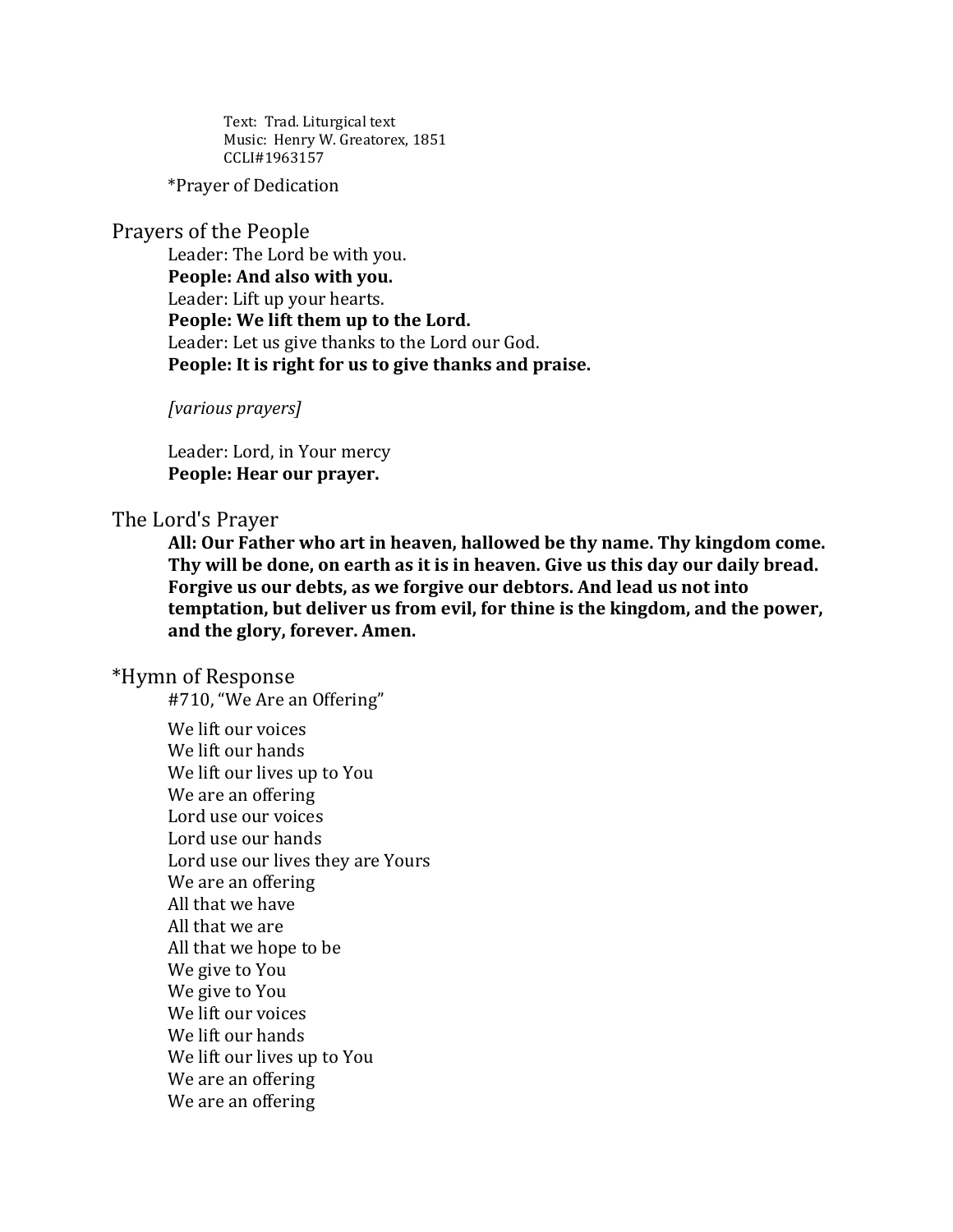Text: Trad. Liturgical text
Music: Henry W. Greatorex, 1851
CCLI#1963157

*Prayer of Dedication

## Prayers of the People

Leader: The Lord be with you.
**People: And also with you.**
Leader: Lift up your hearts.
**People: We lift them up to the Lord.**
Leader: Let us give thanks to the Lord our God.
**People: It is right for us to give thanks and praise.**

*[various prayers]*

Leader: Lord, in Your mercy
**People: Hear our prayer.**

## The Lord's Prayer

**All: Our Father who art in heaven, hallowed be thy name. Thy kingdom come. Thy will be done, on earth as it is in heaven. Give us this day our daily bread. Forgive us our debts, as we forgive our debtors. And lead us not into temptation, but deliver us from evil, for thine is the kingdom, and the power, and the glory, forever. Amen.**

## *Hymn of Response

#710, "We Are an Offering"

We lift our voices
We lift our hands
We lift our lives up to You
We are an offering
Lord use our voices
Lord use our hands
Lord use our lives they are Yours
We are an offering
All that we have
All that we are
All that we hope to be
We give to You
We give to You
We lift our voices
We lift our hands
We lift our lives up to You
We are an offering
We are an offering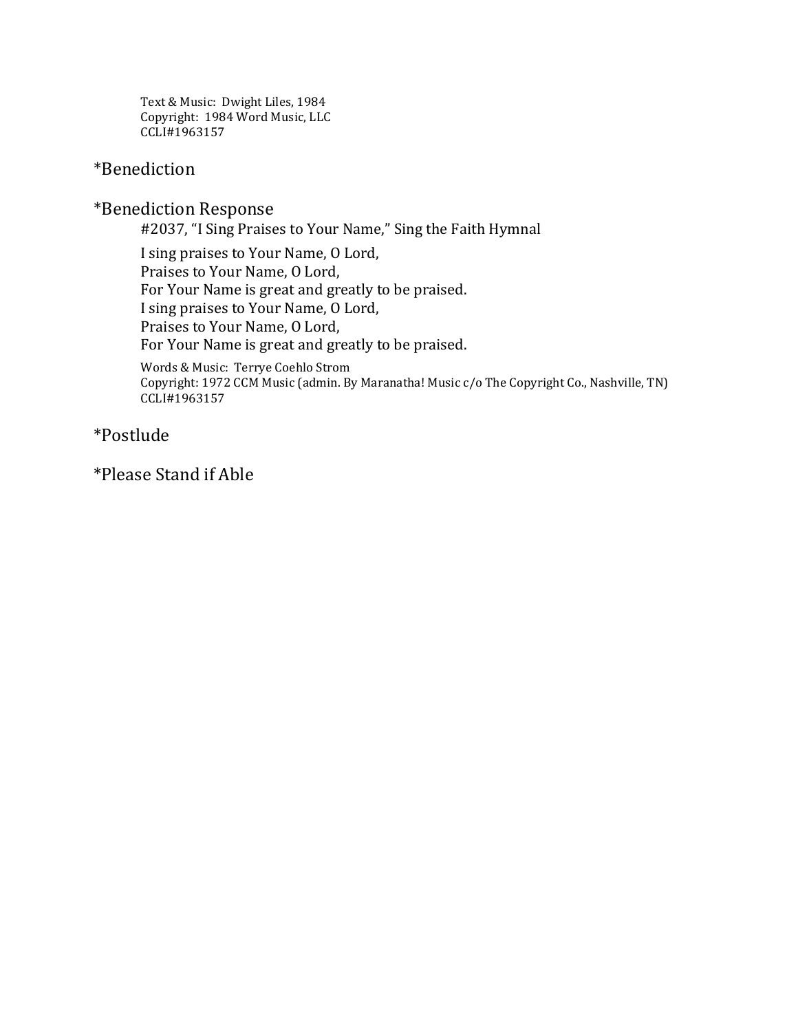Text & Music:  Dwight Liles, 1984
Copyright:  1984 Word Music, LLC
CCLI#1963157

## *Benediction

## *Benediction Response

#2037, "I Sing Praises to Your Name," Sing the Faith Hymnal

I sing praises to Your Name, O Lord,
Praises to Your Name, O Lord,
For Your Name is great and greatly to be praised.
I sing praises to Your Name, O Lord,
Praises to Your Name, O Lord,
For Your Name is great and greatly to be praised.

Words & Music:  Terrye Coehlo Strom
Copyright: 1972 CCM Music (admin. By Maranatha! Music c/o The Copyright Co., Nashville, TN)
CCLI#1963157

## *Postlude

*Please Stand if Able